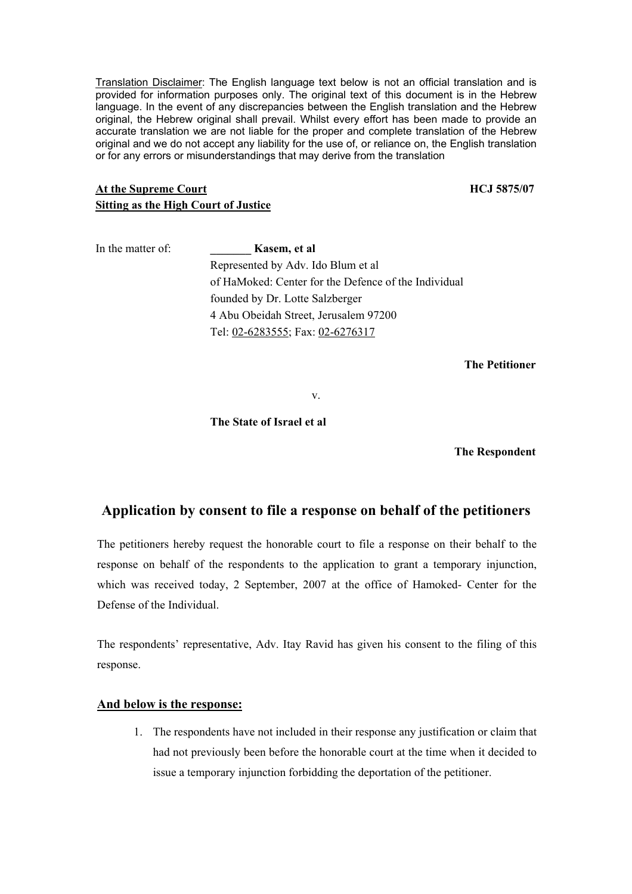<u>Translation Disclaimer</u>: The English language text below is not an official translation and is provided for information purposes only. The original text of this document is in the Hebrew language. In the event of any discrepancies between the English translation and the Hebrew original, the Hebrew original shall prevail. Whilst every effort has been made to provide an accurate translation we are not liable for the proper and complete translation of the Hebrew original and we do not accept any liability for the use of, or reliance on, the English translation or for any errors or misunderstandings that may derive from the translation

**At the Supreme Court** **HCJ 5875/07**
**Sitting as the High Court of Justice**

In the matter of: **_______ Kasem, et al**
Represented by Adv. Ido Blum et al
of HaMoked: Center for the Defence of the Individual
founded by Dr. Lotte Salzberger
4 Abu Obeidah Street, Jerusalem 97200
Tel: 02-6283555; Fax: 02-6276317

**The Petitioner**

v.

**The State of Israel et al**

**The Respondent**

## Application by consent to file a response on behalf of the petitioners

The petitioners hereby request the honorable court to file a response on their behalf to the response on behalf of the respondents to the application to grant a temporary injunction, which was received today, 2 September, 2007 at the office of Hamoked- Center for the Defense of the Individual.

The respondents' representative, Adv. Itay Ravid has given his consent to the filing of this response.

**<u>And below is the response:</u>**

1. The respondents have not included in their response any justification or claim that had not previously been before the honorable court at the time when it decided to issue a temporary injunction forbidding the deportation of the petitioner.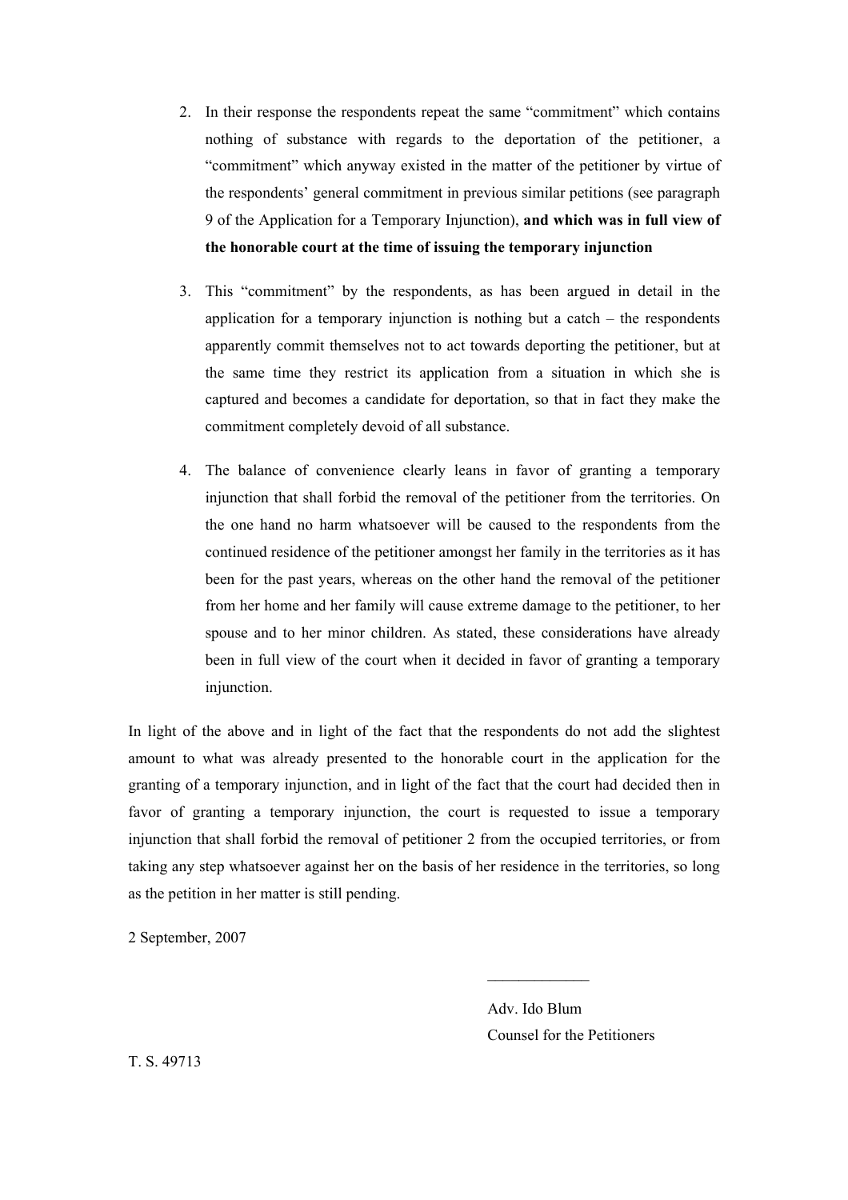2. In their response the respondents repeat the same “commitment” which contains nothing of substance with regards to the deportation of the petitioner, a “commitment” which anyway existed in the matter of the petitioner by virtue of the respondents’ general commitment in previous similar petitions (see paragraph 9 of the Application for a Temporary Injunction), **and which was in full view of the honorable court at the time of issuing the temporary injunction**

3. This “commitment” by the respondents, as has been argued in detail in the application for a temporary injunction is nothing but a catch – the respondents apparently commit themselves not to act towards deporting the petitioner, but at the same time they restrict its application from a situation in which she is captured and becomes a candidate for deportation, so that in fact they make the commitment completely devoid of all substance.

4. The balance of convenience clearly leans in favor of granting a temporary injunction that shall forbid the removal of the petitioner from the territories. On the one hand no harm whatsoever will be caused to the respondents from the continued residence of the petitioner amongst her family in the territories as it has been for the past years, whereas on the other hand the removal of the petitioner from her home and her family will cause extreme damage to the petitioner, to her spouse and to her minor children. As stated, these considerations have already been in full view of the court when it decided in favor of granting a temporary injunction.

In light of the above and in light of the fact that the respondents do not add the slightest amount to what was already presented to the honorable court in the application for the granting of a temporary injunction, and in light of the fact that the court had decided then in favor of granting a temporary injunction, the court is requested to issue a temporary injunction that shall forbid the removal of petitioner 2 from the occupied territories, or from taking any step whatsoever against her on the basis of her residence in the territories, so long as the petition in her matter is still pending.

2 September, 2007

_____________

Adv. Ido Blum
Counsel for the Petitioners

T. S. 49713